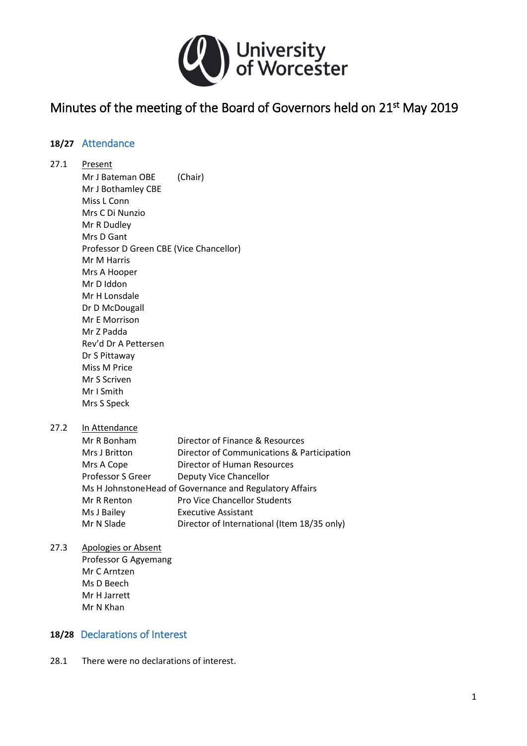University of Worcester

# Minutes of the meeting of the Board of Governors held on 21st May 2019

## 18/27 Attendance

27.1 Present

Mr J Bateman OBE (Chair)
Mr J Bothamley CBE
Miss L Conn
Mrs C Di Nunzio
Mr R Dudley
Mrs D Gant
Professor D Green CBE (Vice Chancellor)
Mr M Harris
Mrs A Hooper
Mr D Iddon
Mr H Lonsdale
Dr D McDougall
Mr E Morrison
Mr Z Padda
Rev'd Dr A Pettersen
Dr S Pittaway
Miss M Price
Mr S Scriven
Mr I Smith
Mrs S Speck

27.2 In Attendance

| | |
|---|---|
| Mr R Bonham | Director of Finance & Resources |
| Mrs J Britton | Director of Communications & Participation |
| Mrs A Cope | Director of Human Resources |
| Professor S Greer | Deputy Vice Chancellor |
| Ms H Johnstone | Head of Governance and Regulatory Affairs |
| Mr R Renton | Pro Vice Chancellor Students |
| Ms J Bailey | Executive Assistant |
| Mr N Slade | Director of International (Item 18/35 only) |

27.3 Apologies or Absent

Professor G Agyemang
Mr C Arntzen
Ms D Beech
Mr H Jarrett
Mr N Khan

## 18/28 Declarations of Interest

28.1 There were no declarations of interest.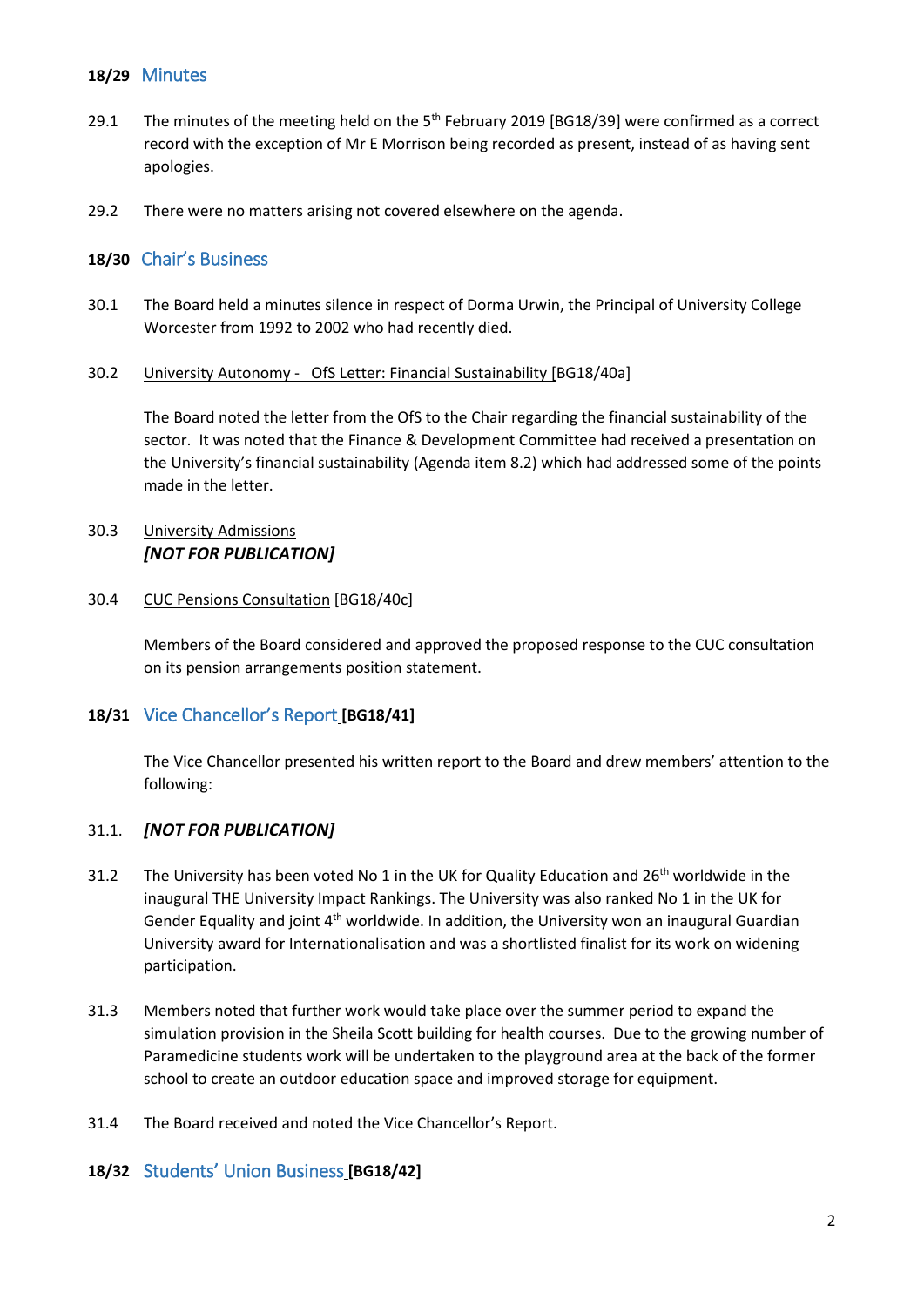## 18/29 Minutes

29.1 The minutes of the meeting held on the 5th February 2019 [BG18/39] were confirmed as a correct record with the exception of Mr E Morrison being recorded as present, instead of as having sent apologies.

29.2 There were no matters arising not covered elsewhere on the agenda.

## 18/30 Chair's Business

30.1 The Board held a minutes silence in respect of Dorma Urwin, the Principal of University College Worcester from 1992 to 2002 who had recently died.

30.2 University Autonomy - OfS Letter: Financial Sustainability [BG18/40a]

The Board noted the letter from the OfS to the Chair regarding the financial sustainability of the sector. It was noted that the Finance & Development Committee had received a presentation on the University's financial sustainability (Agenda item 8.2) which had addressed some of the points made in the letter.

30.3 University Admissions
***[NOT FOR PUBLICATION]***

30.4 CUC Pensions Consultation [BG18/40c]

Members of the Board considered and approved the proposed response to the CUC consultation on its pension arrangements position statement.

## 18/31 Vice Chancellor's Report [BG18/41]

The Vice Chancellor presented his written report to the Board and drew members' attention to the following:

31.1. ***[NOT FOR PUBLICATION]***

31.2 The University has been voted No 1 in the UK for Quality Education and 26th worldwide in the inaugural THE University Impact Rankings. The University was also ranked No 1 in the UK for Gender Equality and joint 4th worldwide. In addition, the University won an inaugural Guardian University award for Internationalisation and was a shortlisted finalist for its work on widening participation.

31.3 Members noted that further work would take place over the summer period to expand the simulation provision in the Sheila Scott building for health courses. Due to the growing number of Paramedicine students work will be undertaken to the playground area at the back of the former school to create an outdoor education space and improved storage for equipment.

31.4 The Board received and noted the Vice Chancellor's Report.

## 18/32 Students' Union Business [BG18/42]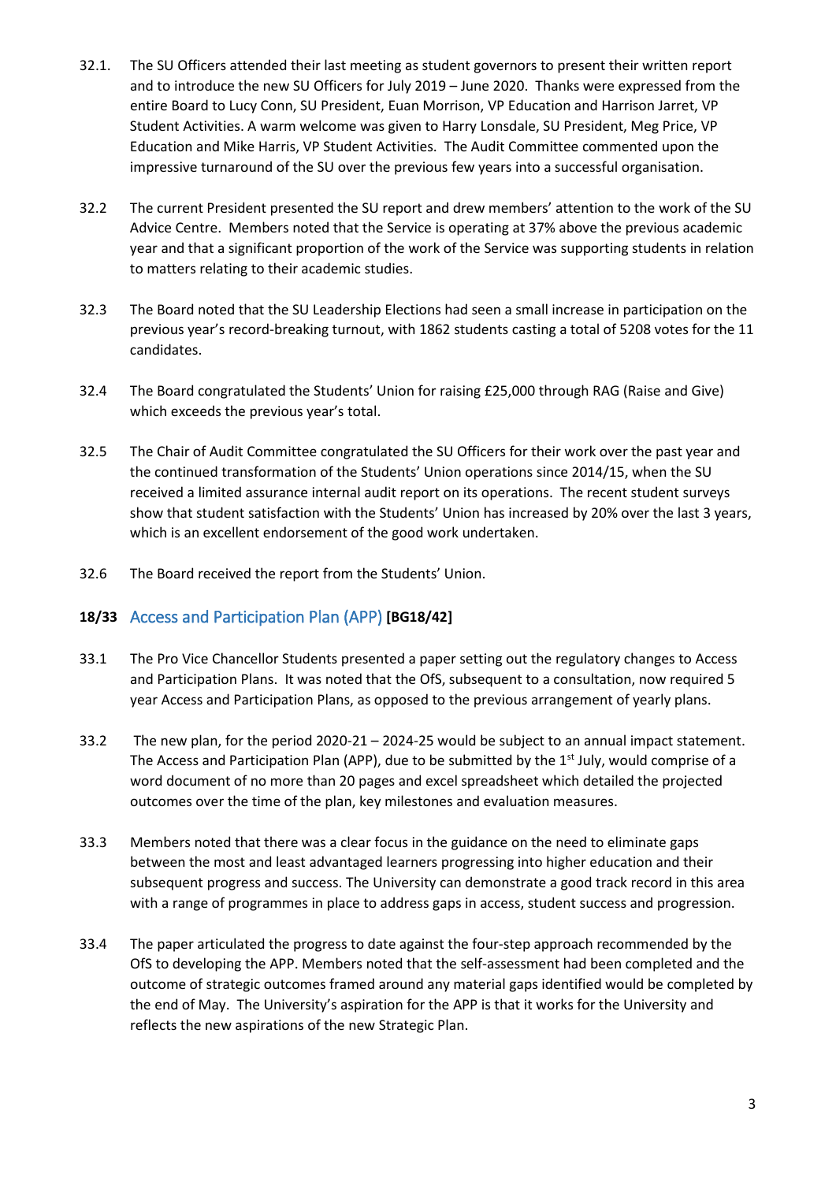32.1. The SU Officers attended their last meeting as student governors to present their written report and to introduce the new SU Officers for July 2019 – June 2020. Thanks were expressed from the entire Board to Lucy Conn, SU President, Euan Morrison, VP Education and Harrison Jarret, VP Student Activities. A warm welcome was given to Harry Lonsdale, SU President, Meg Price, VP Education and Mike Harris, VP Student Activities. The Audit Committee commented upon the impressive turnaround of the SU over the previous few years into a successful organisation.

32.2 The current President presented the SU report and drew members' attention to the work of the SU Advice Centre. Members noted that the Service is operating at 37% above the previous academic year and that a significant proportion of the work of the Service was supporting students in relation to matters relating to their academic studies.

32.3 The Board noted that the SU Leadership Elections had seen a small increase in participation on the previous year's record-breaking turnout, with 1862 students casting a total of 5208 votes for the 11 candidates.

32.4 The Board congratulated the Students' Union for raising £25,000 through RAG (Raise and Give) which exceeds the previous year's total.

32.5 The Chair of Audit Committee congratulated the SU Officers for their work over the past year and the continued transformation of the Students' Union operations since 2014/15, when the SU received a limited assurance internal audit report on its operations. The recent student surveys show that student satisfaction with the Students' Union has increased by 20% over the last 3 years, which is an excellent endorsement of the good work undertaken.

32.6 The Board received the report from the Students' Union.

## 18/33 Access and Participation Plan (APP) [BG18/42]

33.1 The Pro Vice Chancellor Students presented a paper setting out the regulatory changes to Access and Participation Plans. It was noted that the OfS, subsequent to a consultation, now required 5 year Access and Participation Plans, as opposed to the previous arrangement of yearly plans.

33.2 The new plan, for the period 2020-21 – 2024-25 would be subject to an annual impact statement. The Access and Participation Plan (APP), due to be submitted by the 1st July, would comprise of a word document of no more than 20 pages and excel spreadsheet which detailed the projected outcomes over the time of the plan, key milestones and evaluation measures.

33.3 Members noted that there was a clear focus in the guidance on the need to eliminate gaps between the most and least advantaged learners progressing into higher education and their subsequent progress and success. The University can demonstrate a good track record in this area with a range of programmes in place to address gaps in access, student success and progression.

33.4 The paper articulated the progress to date against the four-step approach recommended by the OfS to developing the APP. Members noted that the self-assessment had been completed and the outcome of strategic outcomes framed around any material gaps identified would be completed by the end of May. The University's aspiration for the APP is that it works for the University and reflects the new aspirations of the new Strategic Plan.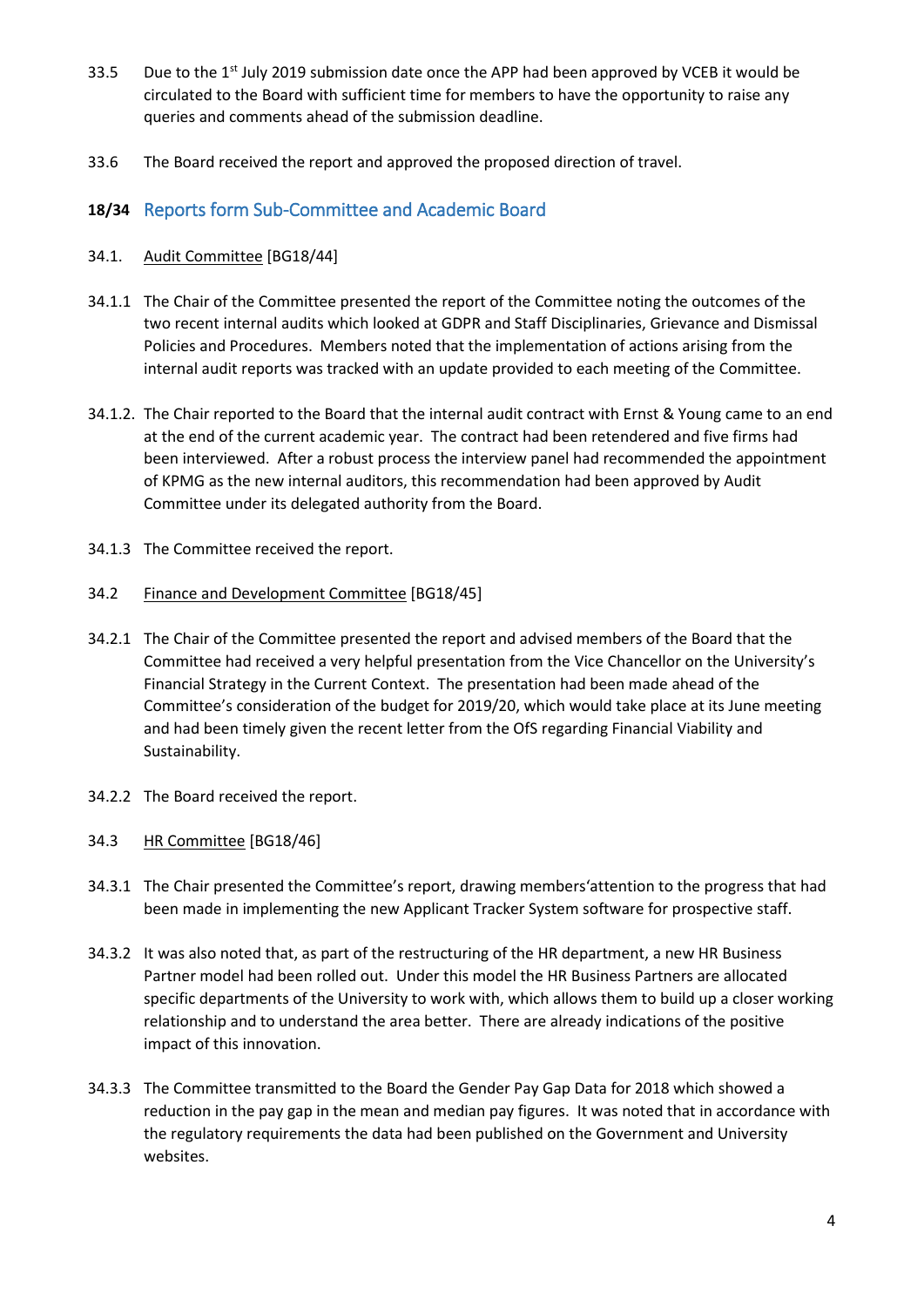33.5 Due to the 1st July 2019 submission date once the APP had been approved by VCEB it would be circulated to the Board with sufficient time for members to have the opportunity to raise any queries and comments ahead of the submission deadline.

33.6 The Board received the report and approved the proposed direction of travel.

## 18/34 Reports form Sub-Committee and Academic Board

34.1. Audit Committee [BG18/44]

34.1.1 The Chair of the Committee presented the report of the Committee noting the outcomes of the two recent internal audits which looked at GDPR and Staff Disciplinaries, Grievance and Dismissal Policies and Procedures. Members noted that the implementation of actions arising from the internal audit reports was tracked with an update provided to each meeting of the Committee.

34.1.2. The Chair reported to the Board that the internal audit contract with Ernst & Young came to an end at the end of the current academic year. The contract had been retendered and five firms had been interviewed. After a robust process the interview panel had recommended the appointment of KPMG as the new internal auditors, this recommendation had been approved by Audit Committee under its delegated authority from the Board.

34.1.3 The Committee received the report.

34.2 Finance and Development Committee [BG18/45]

34.2.1 The Chair of the Committee presented the report and advised members of the Board that the Committee had received a very helpful presentation from the Vice Chancellor on the University's Financial Strategy in the Current Context. The presentation had been made ahead of the Committee's consideration of the budget for 2019/20, which would take place at its June meeting and had been timely given the recent letter from the OfS regarding Financial Viability and Sustainability.

34.2.2 The Board received the report.

34.3 HR Committee [BG18/46]

34.3.1 The Chair presented the Committee's report, drawing members'attention to the progress that had been made in implementing the new Applicant Tracker System software for prospective staff.

34.3.2 It was also noted that, as part of the restructuring of the HR department, a new HR Business Partner model had been rolled out. Under this model the HR Business Partners are allocated specific departments of the University to work with, which allows them to build up a closer working relationship and to understand the area better. There are already indications of the positive impact of this innovation.

34.3.3 The Committee transmitted to the Board the Gender Pay Gap Data for 2018 which showed a reduction in the pay gap in the mean and median pay figures. It was noted that in accordance with the regulatory requirements the data had been published on the Government and University websites.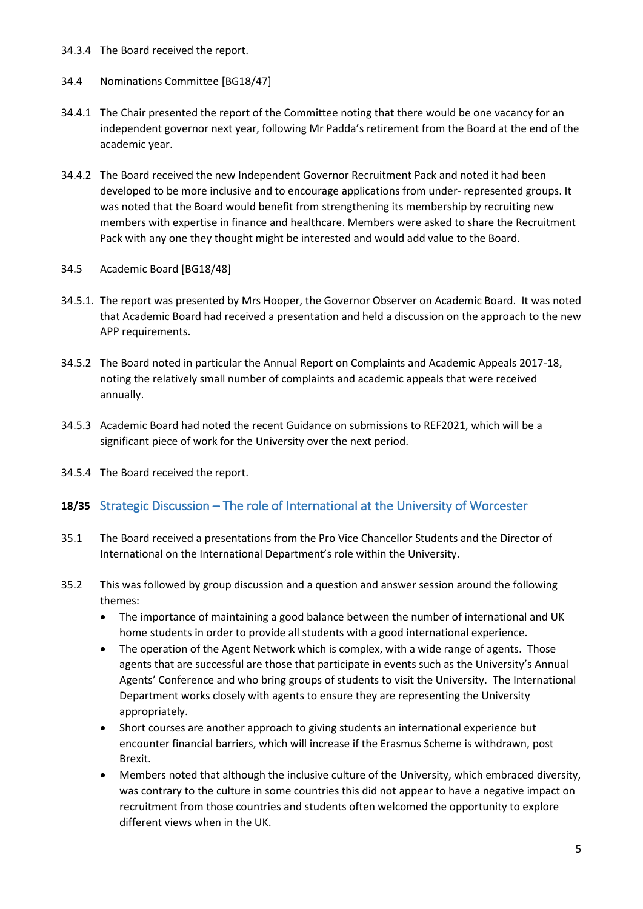34.3.4 The Board received the report.

34.4 Nominations Committee [BG18/47]

34.4.1 The Chair presented the report of the Committee noting that there would be one vacancy for an independent governor next year, following Mr Padda's retirement from the Board at the end of the academic year.

34.4.2 The Board received the new Independent Governor Recruitment Pack and noted it had been developed to be more inclusive and to encourage applications from under- represented groups. It was noted that the Board would benefit from strengthening its membership by recruiting new members with expertise in finance and healthcare. Members were asked to share the Recruitment Pack with any one they thought might be interested and would add value to the Board.

34.5 Academic Board [BG18/48]

34.5.1. The report was presented by Mrs Hooper, the Governor Observer on Academic Board. It was noted that Academic Board had received a presentation and held a discussion on the approach to the new APP requirements.

34.5.2 The Board noted in particular the Annual Report on Complaints and Academic Appeals 2017-18, noting the relatively small number of complaints and academic appeals that were received annually.

34.5.3 Academic Board had noted the recent Guidance on submissions to REF2021, which will be a significant piece of work for the University over the next period.

34.5.4 The Board received the report.

## 18/35 Strategic Discussion – The role of International at the University of Worcester

35.1 The Board received a presentations from the Pro Vice Chancellor Students and the Director of International on the International Department's role within the University.

35.2 This was followed by group discussion and a question and answer session around the following themes:

- The importance of maintaining a good balance between the number of international and UK home students in order to provide all students with a good international experience.
- The operation of the Agent Network which is complex, with a wide range of agents. Those agents that are successful are those that participate in events such as the University's Annual Agents' Conference and who bring groups of students to visit the University. The International Department works closely with agents to ensure they are representing the University appropriately.
- Short courses are another approach to giving students an international experience but encounter financial barriers, which will increase if the Erasmus Scheme is withdrawn, post Brexit.
- Members noted that although the inclusive culture of the University, which embraced diversity, was contrary to the culture in some countries this did not appear to have a negative impact on recruitment from those countries and students often welcomed the opportunity to explore different views when in the UK.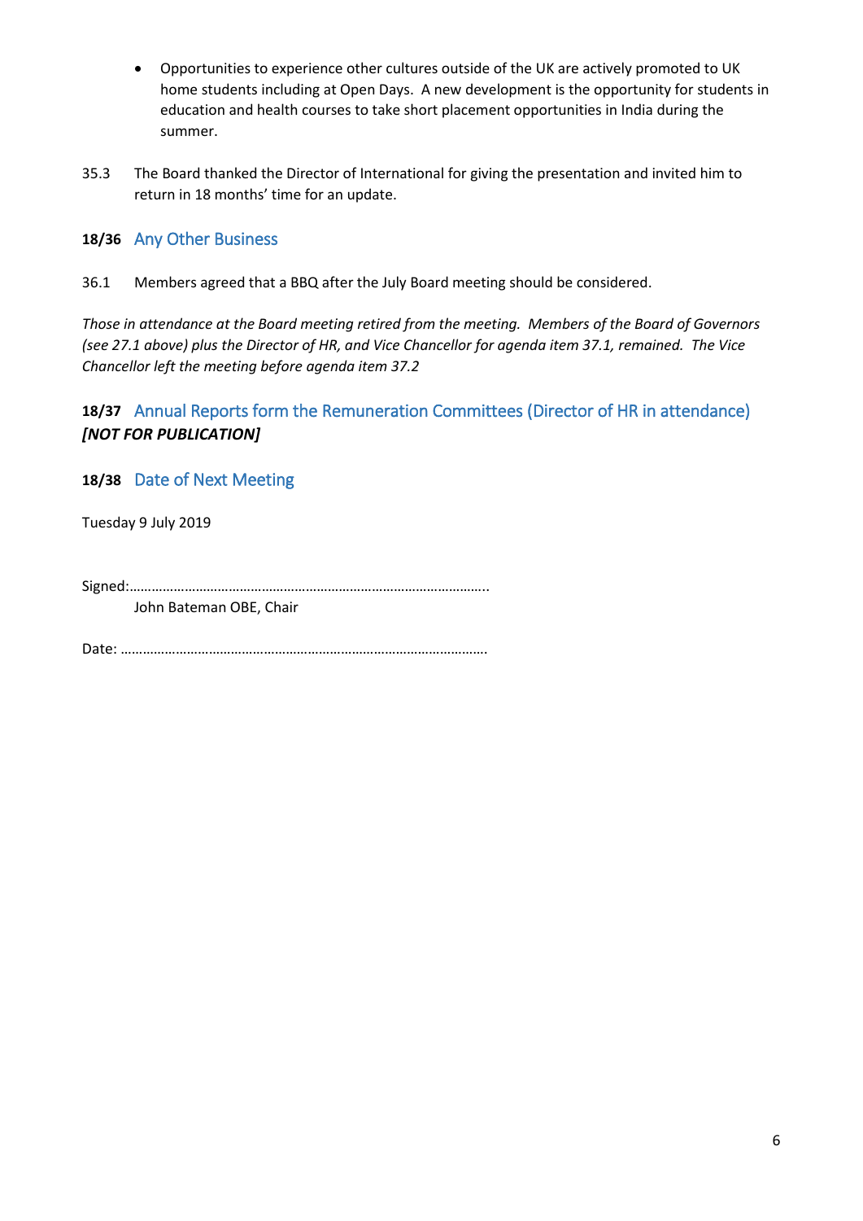- Opportunities to experience other cultures outside of the UK are actively promoted to UK home students including at Open Days. A new development is the opportunity for students in education and health courses to take short placement opportunities in India during the summer.

35.3 The Board thanked the Director of International for giving the presentation and invited him to return in 18 months' time for an update.

## 18/36 Any Other Business

36.1 Members agreed that a BBQ after the July Board meeting should be considered.

*Those in attendance at the Board meeting retired from the meeting. Members of the Board of Governors (see 27.1 above) plus the Director of HR, and Vice Chancellor for agenda item 37.1, remained. The Vice Chancellor left the meeting before agenda item 37.2*

## 18/37 Annual Reports form the Remuneration Committees (Director of HR in attendance) ***[NOT FOR PUBLICATION]***

## 18/38 Date of Next Meeting

Tuesday 9 July 2019

Signed:…………………………………………………………………………………..
John Bateman OBE, Chair

Date: ……………………………………………………………………………………….